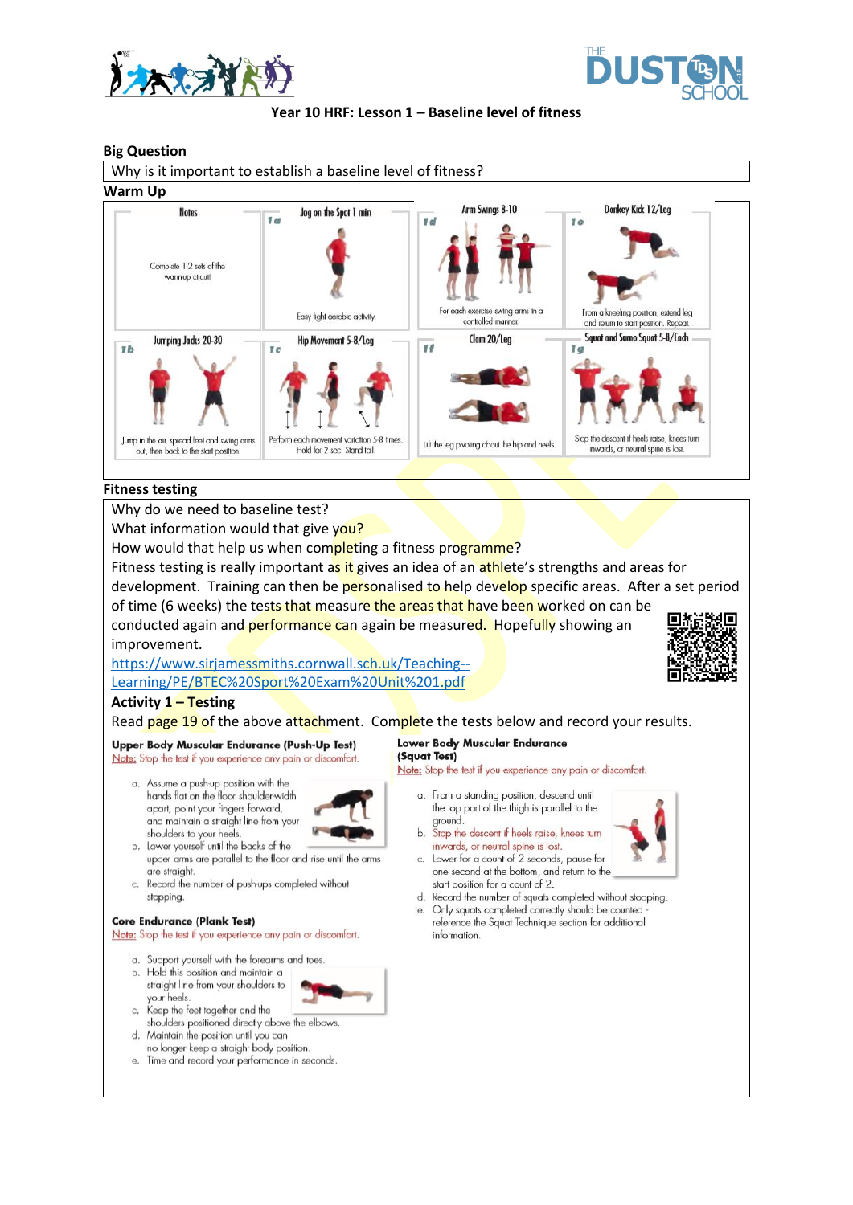# Year 10 HRF: Lesson 1 – Baseline level of fitness

## Big Question

Why is it important to establish a baseline level of fitness?

## Warm Up

| Notes | 1a Jog on the Spot 1 min | 1d Arm Swings 8-10 | 1e Donkey Kick 12/Leg |
|---|---|---|---|
| Complete 1-2 sets of the warm-up circuit | Easy light aerobic activity. | For each exercise swing arms in a controlled manner. | From a kneeling position, extend leg and return to start position. Repeat. |
| **1b Jumping Jacks 20-30** | **1c Hip Movement 5-8/Leg** | **1f Clam 20/Leg** | **1g Squat and Sumo Squat 5-8/Each** |
| Jump in the air, spread feet and swing arms out, then back to the start position. | Perform each movement variation 5-8 times. Hold for 2 sec. Stand tall. | Lift the leg pivoting about the hip and heels. | Stop the descent if heels raise, knees turn inwards, or neutral spine is lost. |

## Fitness testing

Why do we need to baseline test?

What information would that give you?

How would that help us when completing a fitness programme?

Fitness testing is really important as it gives an idea of an athlete's strengths and areas for development. Training can then be personalised to help develop specific areas. After a set period of time (6 weeks) the tests that measure the areas that have been worked on can be conducted again and performance can again be measured. Hopefully showing an improvement.

https://www.sirjamessmiths.cornwall.sch.uk/Teaching--Learning/PE/BTEC%20Sport%20Exam%20Unit%201.pdf

### Activity 1 – Testing

Read page 19 of the above attachment. Complete the tests below and record your results.

**Upper Body Muscular Endurance (Push-Up Test)**

Note: Stop the test if you experience any pain or discomfort.

a. Assume a push-up position with the hands flat on the floor shoulder-width apart, point your fingers forward, and maintain a straight line from your shoulders to your heels.
b. Lower yourself until the backs of the upper arms are parallel to the floor and rise until the arms are straight.
c. Record the number of push-ups completed without stopping.

**Core Endurance (Plank Test)**

Note: Stop the test if you experience any pain or discomfort.

a. Support yourself with the forearms and toes.
b. Hold this position and maintain a straight line from your shoulders to your heels.
c. Keep the feet together and the shoulders positioned directly above the elbows.
d. Maintain the position until you can no longer keep a straight body position.
e. Time and record your performance in seconds.

**Lower Body Muscular Endurance (Squat Test)**

Note: Stop the test if you experience any pain or discomfort.

a. From a standing position, descend until the top part of the thigh is parallel to the ground.
b. Stop the descent if heels raise, knees turn inwards, or neutral spine is lost.
c. Lower for a count of 2 seconds, pause for one second at the bottom, and return to the start position for a count of 2.
d. Record the number of squats completed without stopping.
e. Only squats completed correctly should be counted - reference the Squat Technique section for additional information.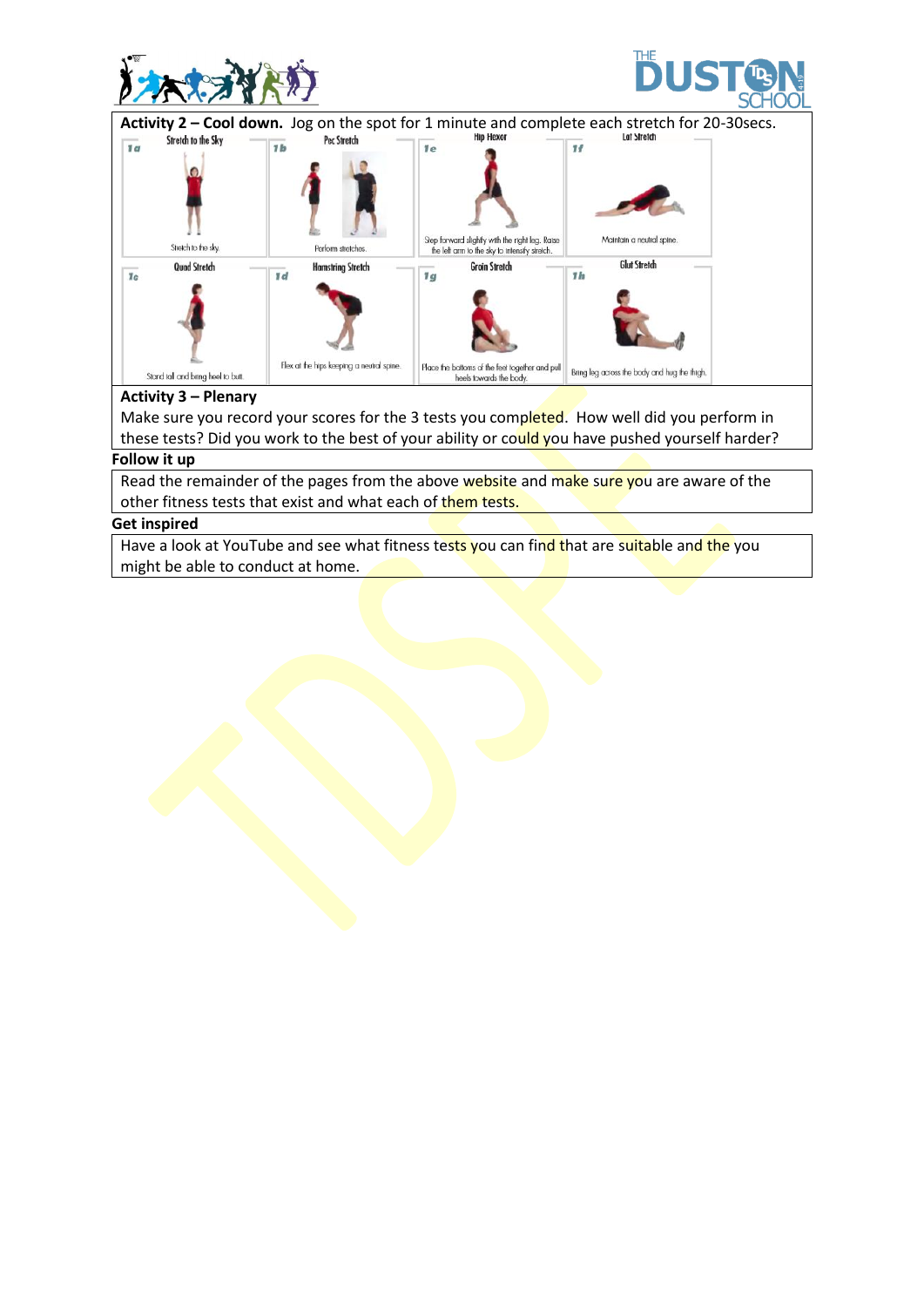**Activity 2 – Cool down.** Jog on the spot for 1 minute and complete each stretch for 20-30secs.

| | | | |
|---|---|---|---|
| **1a** Stretch to the Sky — Stretch to the sky. | **1b** Pec Stretch — Perform stretches. | **1e** Hip Flexor — Step forward slightly with the right leg. Raise the left arm to the sky to intensify stretch. | **1f** Lat Stretch — Maintain a neutral spine. |
| **1c** Quad Stretch — Stand tall and bring heel to butt. | **1d** Hamstring Stretch — Flex at the hips keeping a neutral spine. | **1g** Groin Stretch — Place the bottoms of the feet together and pull heels towards the body. | **1h** Glut Stretch — Bring leg across the body and hug the thigh. |

**Activity 3 – Plenary**

Make sure you record your scores for the 3 tests you completed. How well did you perform in these tests? Did you work to the best of your ability or could you have pushed yourself harder?

**Follow it up**

Read the remainder of the pages from the above website and make sure you are aware of the other fitness tests that exist and what each of them tests.

**Get inspired**

Have a look at YouTube and see what fitness tests you can find that are suitable and the you might be able to conduct at home.